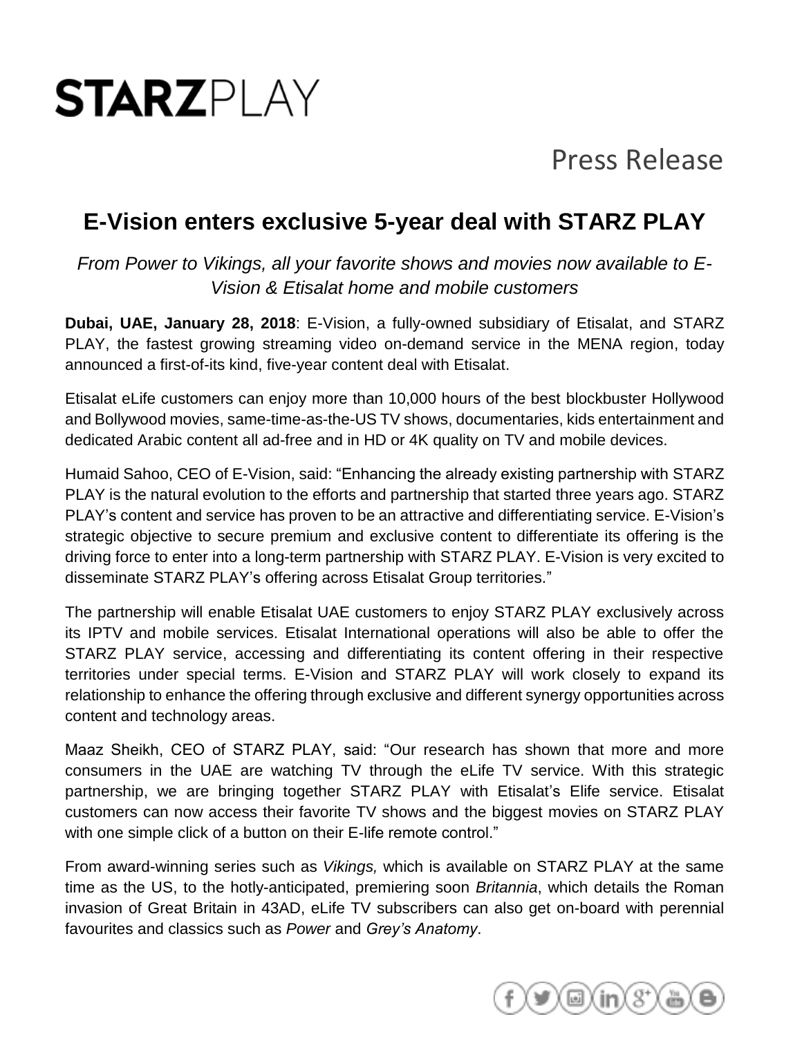STARZPLAY

Press Release

# E-Vision enters exclusive 5-year deal with STARZ PLAY

*From Power to Vikings, all your favorite shows and movies now available to E-Vision & Etisalat home and mobile customers*

**Dubai, UAE, January 28, 2018**: E-Vision, a fully-owned subsidiary of Etisalat, and STARZ PLAY, the fastest growing streaming video on-demand service in the MENA region, today announced a first-of-its kind, five-year content deal with Etisalat.

Etisalat eLife customers can enjoy more than 10,000 hours of the best blockbuster Hollywood and Bollywood movies, same-time-as-the-US TV shows, documentaries, kids entertainment and dedicated Arabic content all ad-free and in HD or 4K quality on TV and mobile devices.

Humaid Sahoo, CEO of E-Vision, said: "Enhancing the already existing partnership with STARZ PLAY is the natural evolution to the efforts and partnership that started three years ago. STARZ PLAY's content and service has proven to be an attractive and differentiating service. E-Vision's strategic objective to secure premium and exclusive content to differentiate its offering is the driving force to enter into a long-term partnership with STARZ PLAY. E-Vision is very excited to disseminate STARZ PLAY's offering across Etisalat Group territories."

The partnership will enable Etisalat UAE customers to enjoy STARZ PLAY exclusively across its IPTV and mobile services. Etisalat International operations will also be able to offer the STARZ PLAY service, accessing and differentiating its content offering in their respective territories under special terms. E-Vision and STARZ PLAY will work closely to expand its relationship to enhance the offering through exclusive and different synergy opportunities across content and technology areas.

Maaz Sheikh, CEO of STARZ PLAY, said: "Our research has shown that more and more consumers in the UAE are watching TV through the eLife TV service. With this strategic partnership, we are bringing together STARZ PLAY with Etisalat's Elife service. Etisalat customers can now access their favorite TV shows and the biggest movies on STARZ PLAY with one simple click of a button on their E-life remote control."

From award-winning series such as *Vikings,* which is available on STARZ PLAY at the same time as the US, to the hotly-anticipated, premiering soon *Britannia*, which details the Roman invasion of Great Britain in 43AD, eLife TV subscribers can also get on-board with perennial favourites and classics such as *Power* and *Grey's Anatomy*.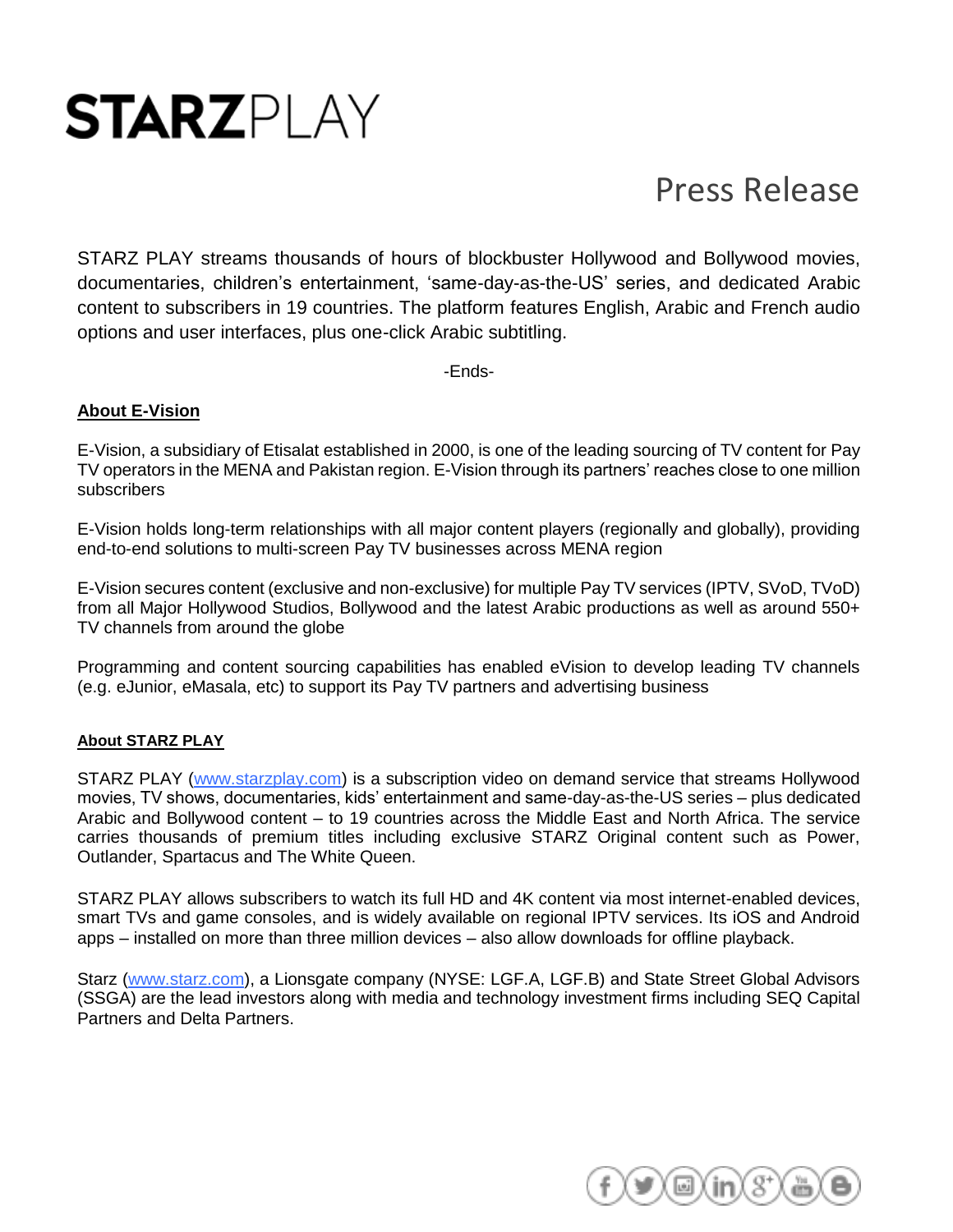# STARZPLAY

## Press Release

STARZ PLAY streams thousands of hours of blockbuster Hollywood and Bollywood movies, documentaries, children's entertainment, 'same-day-as-the-US' series, and dedicated Arabic content to subscribers in 19 countries. The platform features English, Arabic and French audio options and user interfaces, plus one-click Arabic subtitling.

-Ends-

**About E-Vision**

E-Vision, a subsidiary of Etisalat established in 2000, is one of the leading sourcing of TV content for Pay TV operators in the MENA and Pakistan region. E-Vision through its partners' reaches close to one million subscribers

E-Vision holds long-term relationships with all major content players (regionally and globally), providing end-to-end solutions to multi-screen Pay TV businesses across MENA region

E-Vision secures content (exclusive and non-exclusive) for multiple Pay TV services (IPTV, SVoD, TVoD) from all Major Hollywood Studios, Bollywood and the latest Arabic productions as well as around 550+ TV channels from around the globe

Programming and content sourcing capabilities has enabled eVision to develop leading TV channels (e.g. eJunior, eMasala, etc) to support its Pay TV partners and advertising business

**About STARZ PLAY**

STARZ PLAY (www.starzplay.com) is a subscription video on demand service that streams Hollywood movies, TV shows, documentaries, kids' entertainment and same-day-as-the-US series – plus dedicated Arabic and Bollywood content – to 19 countries across the Middle East and North Africa. The service carries thousands of premium titles including exclusive STARZ Original content such as Power, Outlander, Spartacus and The White Queen.

STARZ PLAY allows subscribers to watch its full HD and 4K content via most internet-enabled devices, smart TVs and game consoles, and is widely available on regional IPTV services. Its iOS and Android apps – installed on more than three million devices – also allow downloads for offline playback.

Starz (www.starz.com), a Lionsgate company (NYSE: LGF.A, LGF.B) and State Street Global Advisors (SSGA) are the lead investors along with media and technology investment firms including SEQ Capital Partners and Delta Partners.